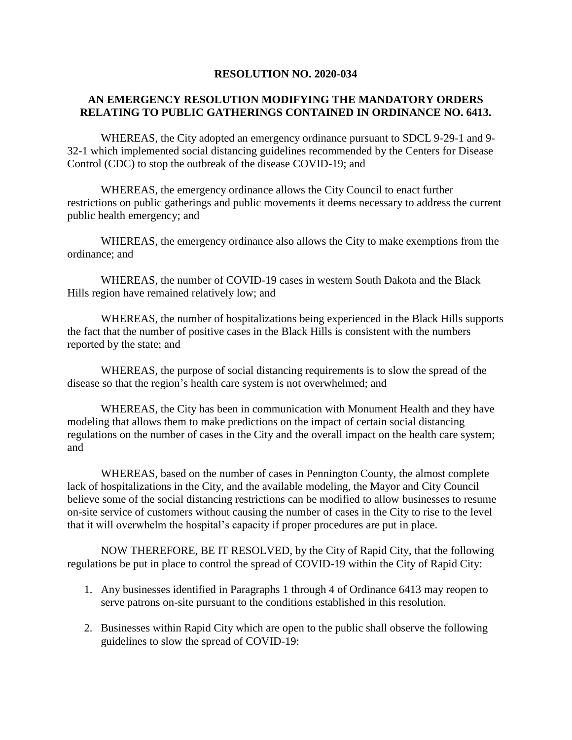**RESOLUTION NO. 2020-034**

**AN EMERGENCY RESOLUTION MODIFYING THE MANDATORY ORDERS RELATING TO PUBLIC GATHERINGS CONTAINED IN ORDINANCE NO. 6413.**

WHEREAS, the City adopted an emergency ordinance pursuant to SDCL 9-29-1 and 9-32-1 which implemented social distancing guidelines recommended by the Centers for Disease Control (CDC) to stop the outbreak of the disease COVID-19; and

WHEREAS, the emergency ordinance allows the City Council to enact further restrictions on public gatherings and public movements it deems necessary to address the current public health emergency; and

WHEREAS, the emergency ordinance also allows the City to make exemptions from the ordinance; and

WHEREAS, the number of COVID-19 cases in western South Dakota and the Black Hills region have remained relatively low; and

WHEREAS, the number of hospitalizations being experienced in the Black Hills supports the fact that the number of positive cases in the Black Hills is consistent with the numbers reported by the state; and

WHEREAS, the purpose of social distancing requirements is to slow the spread of the disease so that the region's health care system is not overwhelmed; and

WHEREAS, the City has been in communication with Monument Health and they have modeling that allows them to make predictions on the impact of certain social distancing regulations on the number of cases in the City and the overall impact on the health care system; and

WHEREAS, based on the number of cases in Pennington County, the almost complete lack of hospitalizations in the City, and the available modeling, the Mayor and City Council believe some of the social distancing restrictions can be modified to allow businesses to resume on-site service of customers without causing the number of cases in the City to rise to the level that it will overwhelm the hospital's capacity if proper procedures are put in place.

NOW THEREFORE, BE IT RESOLVED, by the City of Rapid City, that the following regulations be put in place to control the spread of COVID-19 within the City of Rapid City:

1. Any businesses identified in Paragraphs 1 through 4 of Ordinance 6413 may reopen to serve patrons on-site pursuant to the conditions established in this resolution.

2. Businesses within Rapid City which are open to the public shall observe the following guidelines to slow the spread of COVID-19: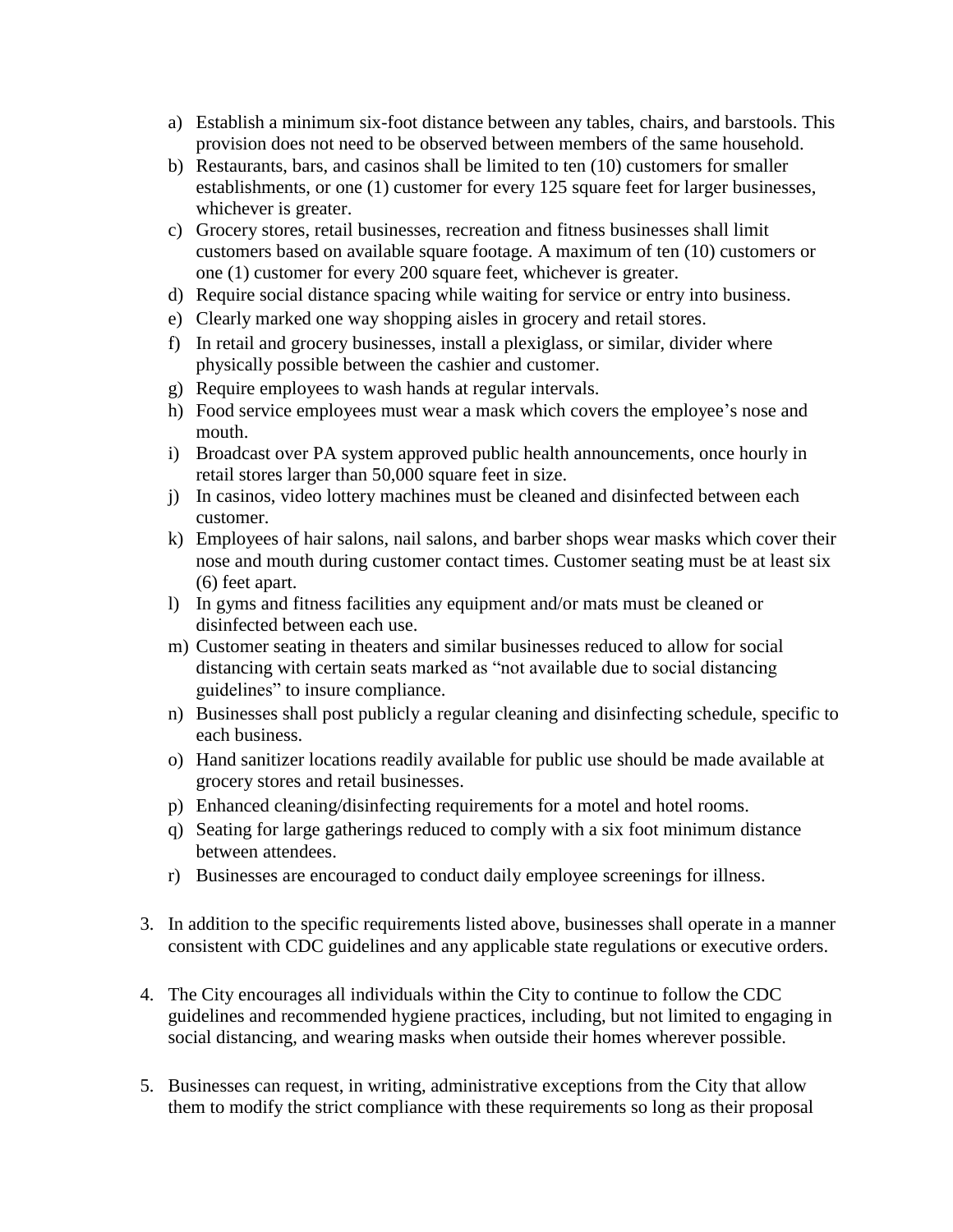a) Establish a minimum six-foot distance between any tables, chairs, and barstools. This provision does not need to be observed between members of the same household.
b) Restaurants, bars, and casinos shall be limited to ten (10) customers for smaller establishments, or one (1) customer for every 125 square feet for larger businesses, whichever is greater.
c) Grocery stores, retail businesses, recreation and fitness businesses shall limit customers based on available square footage. A maximum of ten (10) customers or one (1) customer for every 200 square feet, whichever is greater.
d) Require social distance spacing while waiting for service or entry into business.
e) Clearly marked one way shopping aisles in grocery and retail stores.
f) In retail and grocery businesses, install a plexiglass, or similar, divider where physically possible between the cashier and customer.
g) Require employees to wash hands at regular intervals.
h) Food service employees must wear a mask which covers the employee's nose and mouth.
i) Broadcast over PA system approved public health announcements, once hourly in retail stores larger than 50,000 square feet in size.
j) In casinos, video lottery machines must be cleaned and disinfected between each customer.
k) Employees of hair salons, nail salons, and barber shops wear masks which cover their nose and mouth during customer contact times. Customer seating must be at least six (6) feet apart.
l) In gyms and fitness facilities any equipment and/or mats must be cleaned or disinfected between each use.
m) Customer seating in theaters and similar businesses reduced to allow for social distancing with certain seats marked as "not available due to social distancing guidelines" to insure compliance.
n) Businesses shall post publicly a regular cleaning and disinfecting schedule, specific to each business.
o) Hand sanitizer locations readily available for public use should be made available at grocery stores and retail businesses.
p) Enhanced cleaning/disinfecting requirements for a motel and hotel rooms.
q) Seating for large gatherings reduced to comply with a six foot minimum distance between attendees.
r) Businesses are encouraged to conduct daily employee screenings for illness.

3. In addition to the specific requirements listed above, businesses shall operate in a manner consistent with CDC guidelines and any applicable state regulations or executive orders.

4. The City encourages all individuals within the City to continue to follow the CDC guidelines and recommended hygiene practices, including, but not limited to engaging in social distancing, and wearing masks when outside their homes wherever possible.

5. Businesses can request, in writing, administrative exceptions from the City that allow them to modify the strict compliance with these requirements so long as their proposal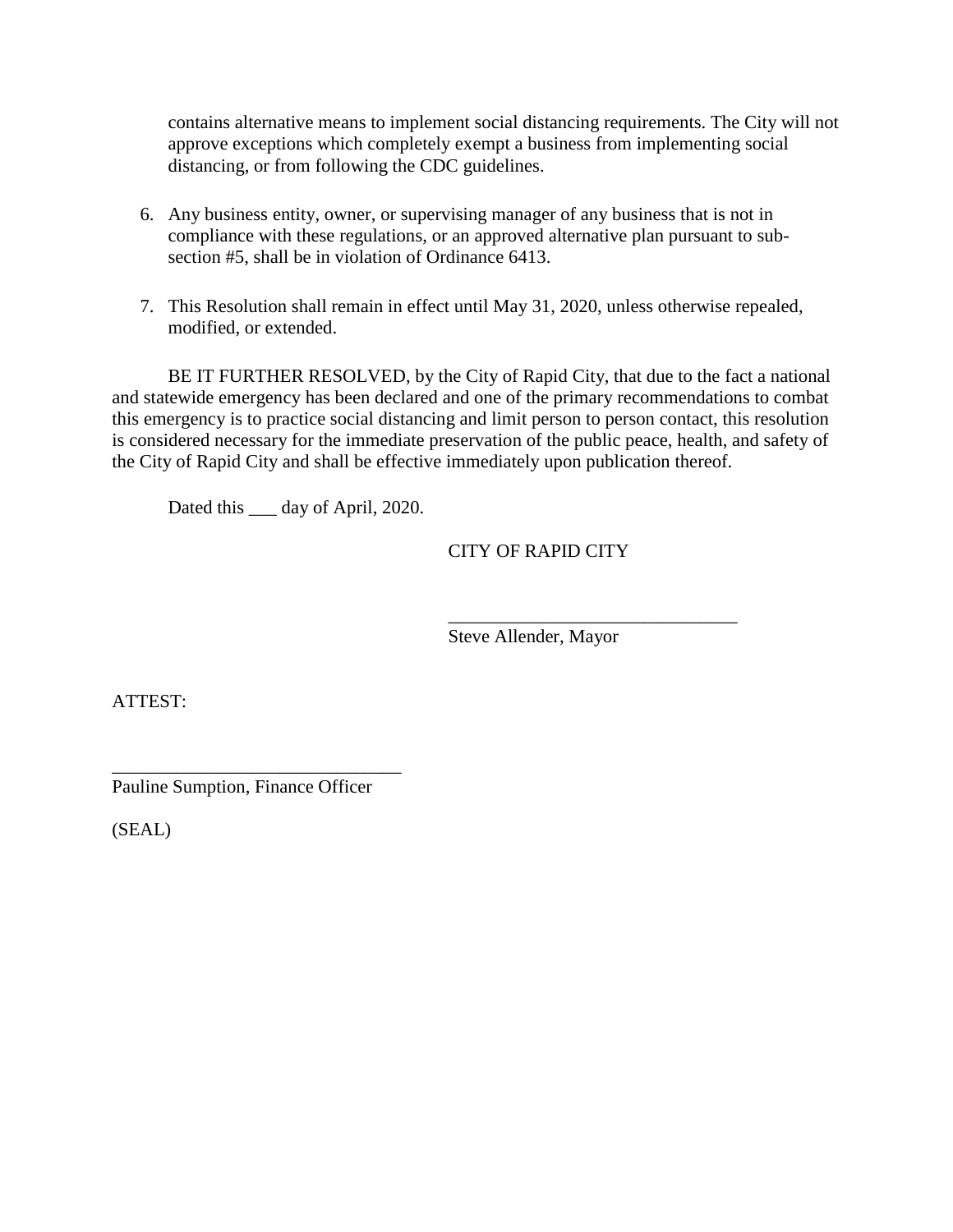contains alternative means to implement social distancing requirements. The City will not approve exceptions which completely exempt a business from implementing social distancing, or from following the CDC guidelines.

6. Any business entity, owner, or supervising manager of any business that is not in compliance with these regulations, or an approved alternative plan pursuant to sub-section #5, shall be in violation of Ordinance 6413.

7. This Resolution shall remain in effect until May 31, 2020, unless otherwise repealed, modified, or extended.

BE IT FURTHER RESOLVED, by the City of Rapid City, that due to the fact a national and statewide emergency has been declared and one of the primary recommendations to combat this emergency is to practice social distancing and limit person to person contact, this resolution is considered necessary for the immediate preservation of the public peace, health, and safety of the City of Rapid City and shall be effective immediately upon publication thereof.

Dated this ___ day of April, 2020.

CITY OF RAPID CITY

_______________________________
Steve Allender, Mayor

ATTEST:

_______________________________
Pauline Sumption, Finance Officer

(SEAL)